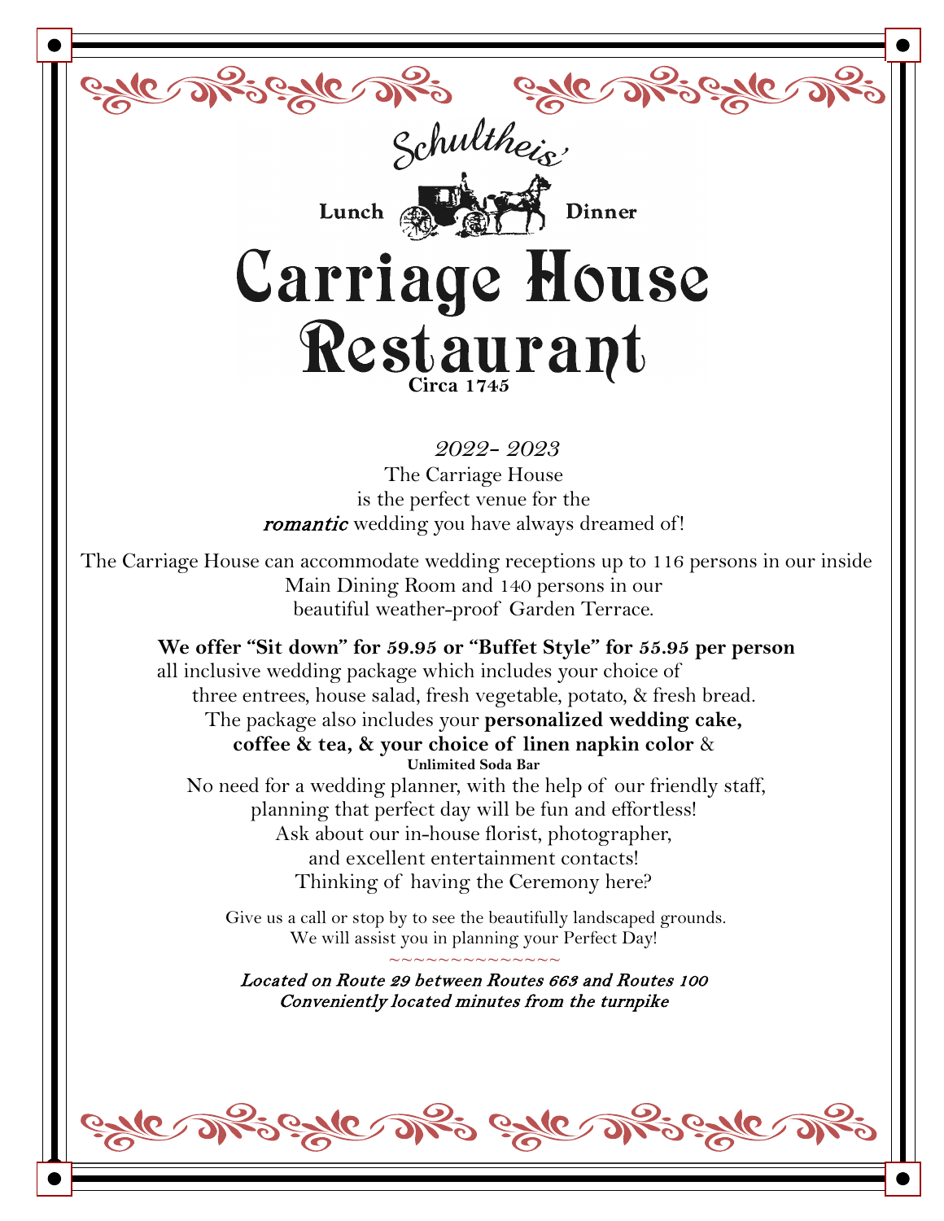Schultheis'

Lunch Dinner

# Carriage House Restaurant

Circa 1745

*2022- 2023*

The Carriage House
is the perfect venue for the
***romantic*** wedding you have always dreamed of!

The Carriage House can accommodate wedding receptions up to 116 persons in our inside Main Dining Room and 140 persons in our beautiful weather-proof Garden Terrace.

**We offer "Sit down" for 59.95 or "Buffet Style" for 55.95 per person** all inclusive wedding package which includes your choice of three entrees, house salad, fresh vegetable, potato, & fresh bread. The package also includes your **personalized wedding cake, coffee & tea, & your choice of linen napkin color** & **Unlimited Soda Bar**

No need for a wedding planner, with the help of our friendly staff, planning that perfect day will be fun and effortless!
Ask about our in-house florist, photographer, and excellent entertainment contacts!
Thinking of having the Ceremony here?

Give us a call or stop by to see the beautifully landscaped grounds.
We will assist you in planning your Perfect Day!

~~~~~~~~~~~~~~~

*Located on Route 29 between Routes 663 and Routes 100*
*Conveniently located minutes from the turnpike*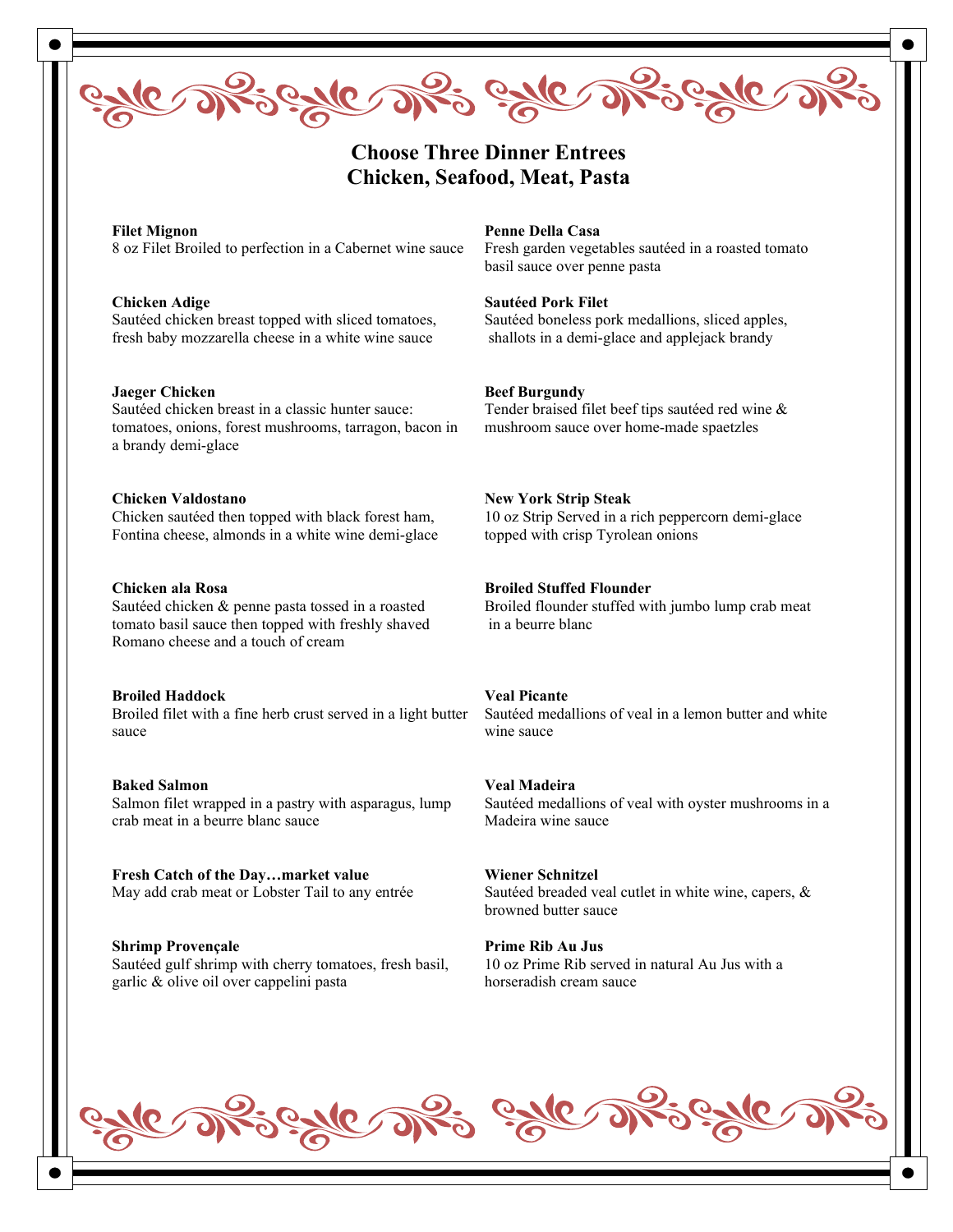## Choose Three Dinner Entrees
## Chicken, Seafood, Meat, Pasta

**Filet Mignon**
8 oz Filet Broiled to perfection in a Cabernet wine sauce

**Chicken Adige**
Sautéed chicken breast topped with sliced tomatoes, fresh baby mozzarella cheese in a white wine sauce

**Jaeger Chicken**
Sautéed chicken breast in a classic hunter sauce: tomatoes, onions, forest mushrooms, tarragon, bacon in a brandy demi-glace

**Chicken Valdostano**
Chicken sautéed then topped with black forest ham, Fontina cheese, almonds in a white wine demi-glace

**Chicken ala Rosa**
Sautéed chicken & penne pasta tossed in a roasted tomato basil sauce then topped with freshly shaved Romano cheese and a touch of cream

**Broiled Haddock**
Broiled filet with a fine herb crust served in a light butter sauce

**Baked Salmon**
Salmon filet wrapped in a pastry with asparagus, lump crab meat in a beurre blanc sauce

**Fresh Catch of the Day…market value**
May add crab meat or Lobster Tail to any entrée

**Shrimp Provençale**
Sautéed gulf shrimp with cherry tomatoes, fresh basil, garlic & olive oil over cappelini pasta

**Penne Della Casa**
Fresh garden vegetables sautéed in a roasted tomato basil sauce over penne pasta

**Sautéed Pork Filet**
Sautéed boneless pork medallions, sliced apples, shallots in a demi-glace and applejack brandy

**Beef Burgundy**
Tender braised filet beef tips sautéed red wine & mushroom sauce over home-made spaetzles

**New York Strip Steak**
10 oz Strip Served in a rich peppercorn demi-glace topped with crisp Tyrolean onions

**Broiled Stuffed Flounder**
Broiled flounder stuffed with jumbo lump crab meat in a beurre blanc

**Veal Picante**
Sautéed medallions of veal in a lemon butter and white wine sauce

**Veal Madeira**
Sautéed medallions of veal with oyster mushrooms in a Madeira wine sauce

**Wiener Schnitzel**
Sautéed breaded veal cutlet in white wine, capers, & browned butter sauce

**Prime Rib Au Jus**
10 oz Prime Rib served in natural Au Jus with a horseradish cream sauce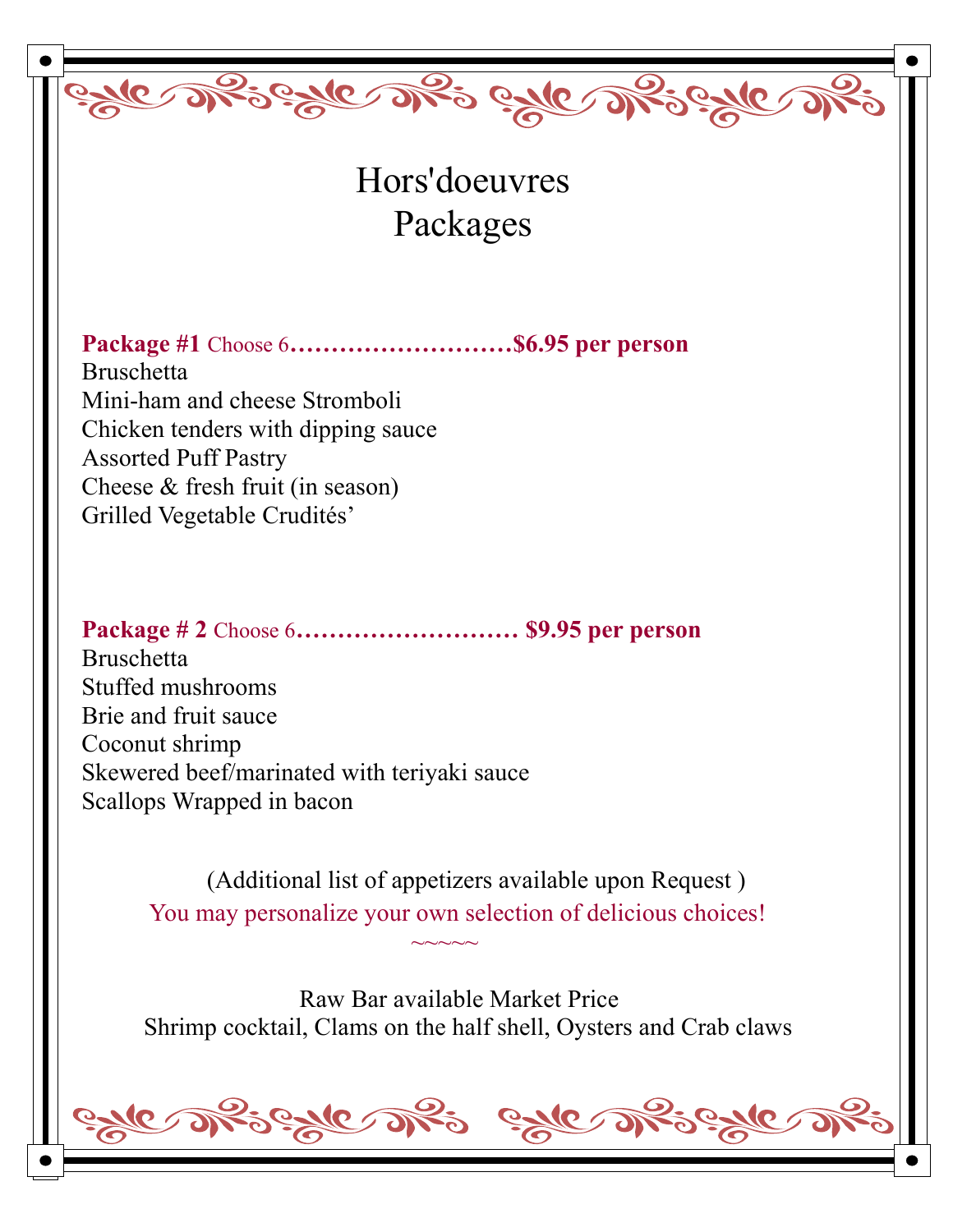# Hors'doeuvres
# Packages

**Package #1** Choose 6**………………………$6.95 per person**

Bruschetta
Mini-ham and cheese Stromboli
Chicken tenders with dipping sauce
Assorted Puff Pastry
Cheese & fresh fruit (in season)
Grilled Vegetable Crudités'

**Package # 2** Choose 6**……………………… $9.95 per person**

Bruschetta
Stuffed mushrooms
Brie and fruit sauce
Coconut shrimp
Skewered beef/marinated with teriyaki sauce
Scallops Wrapped in bacon

(Additional list of appetizers available upon Request )

You may personalize your own selection of delicious choices!

~~~~~

Raw Bar available Market Price

Shrimp cocktail, Clams on the half shell, Oysters and Crab claws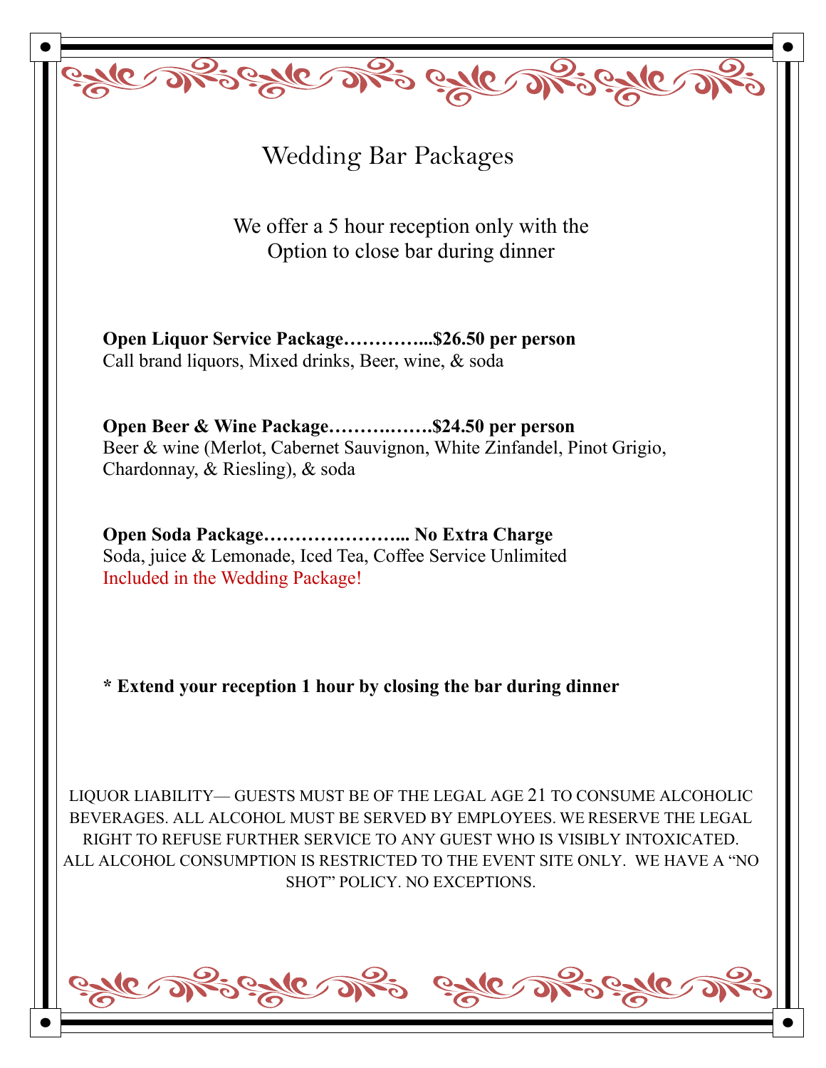# Wedding Bar Packages

We offer a 5 hour reception only with the
Option to close bar during dinner

**Open Liquor Service Package…………...$26.50 per person**
Call brand liquors, Mixed drinks, Beer, wine, & soda

**Open Beer & Wine Package…………….$24.50 per person**
Beer & wine (Merlot, Cabernet Sauvignon, White Zinfandel, Pinot Grigio, Chardonnay, & Riesling), & soda

**Open Soda Package…………………... No Extra Charge**
Soda, juice & Lemonade, Iced Tea, Coffee Service Unlimited
Included in the Wedding Package!

**\* Extend your reception 1 hour by closing the bar during dinner**

LIQUOR LIABILITY— GUESTS MUST BE OF THE LEGAL AGE 21 TO CONSUME ALCOHOLIC BEVERAGES. ALL ALCOHOL MUST BE SERVED BY EMPLOYEES. WE RESERVE THE LEGAL RIGHT TO REFUSE FURTHER SERVICE TO ANY GUEST WHO IS VISIBLY INTOXICATED. ALL ALCOHOL CONSUMPTION IS RESTRICTED TO THE EVENT SITE ONLY. WE HAVE A "NO SHOT" POLICY. NO EXCEPTIONS.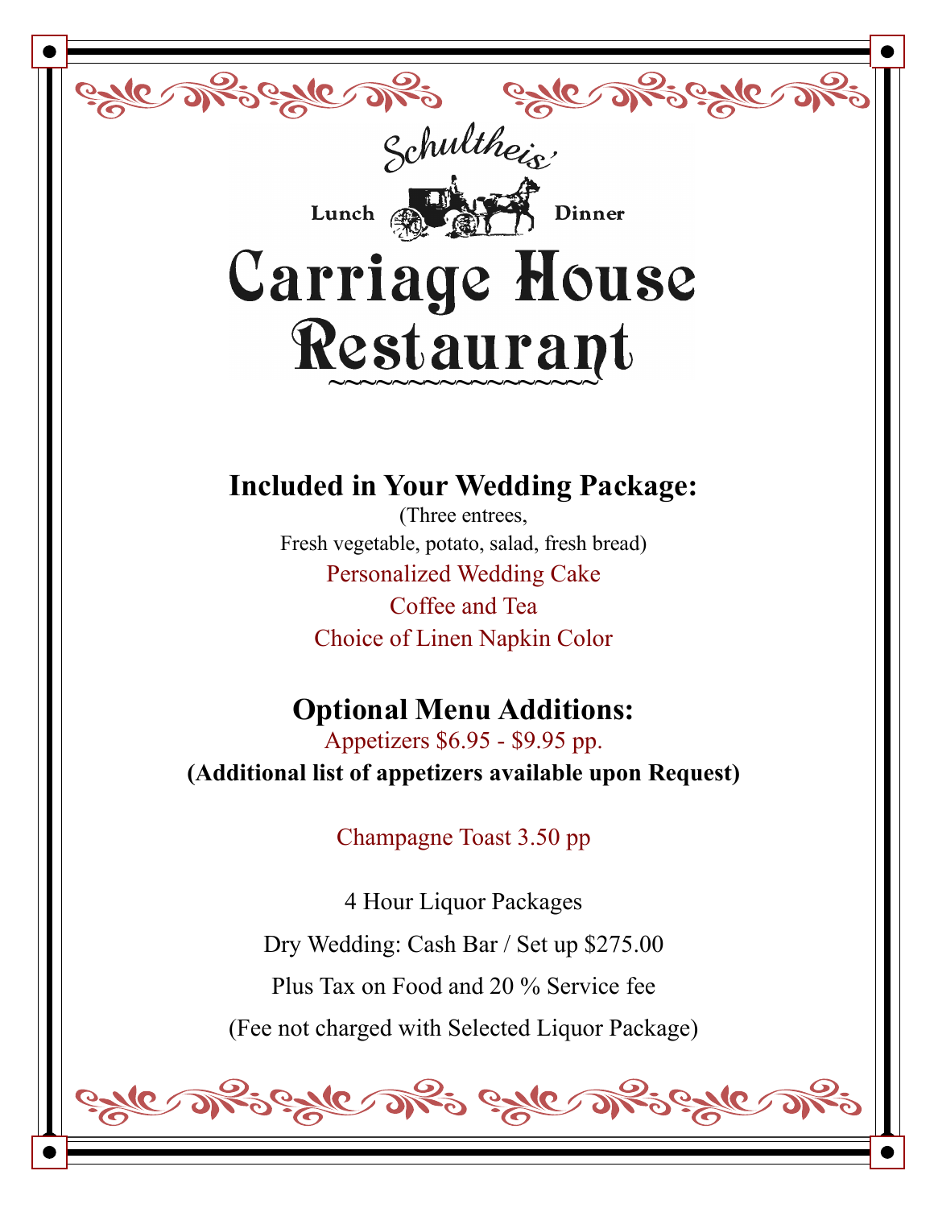Schultheis'

Lunch Dinner

# Carriage House Restaurant

## Included in Your Wedding Package:

(Three entrees,
Fresh vegetable, potato, salad, fresh bread)

Personalized Wedding Cake

Coffee and Tea

Choice of Linen Napkin Color

## Optional Menu Additions:

Appetizers $6.95 - $9.95 pp.

**(Additional list of appetizers available upon Request)**

Champagne Toast 3.50 pp

4 Hour Liquor Packages

Dry Wedding: Cash Bar / Set up $275.00

Plus Tax on Food and 20 % Service fee

(Fee not charged with Selected Liquor Package)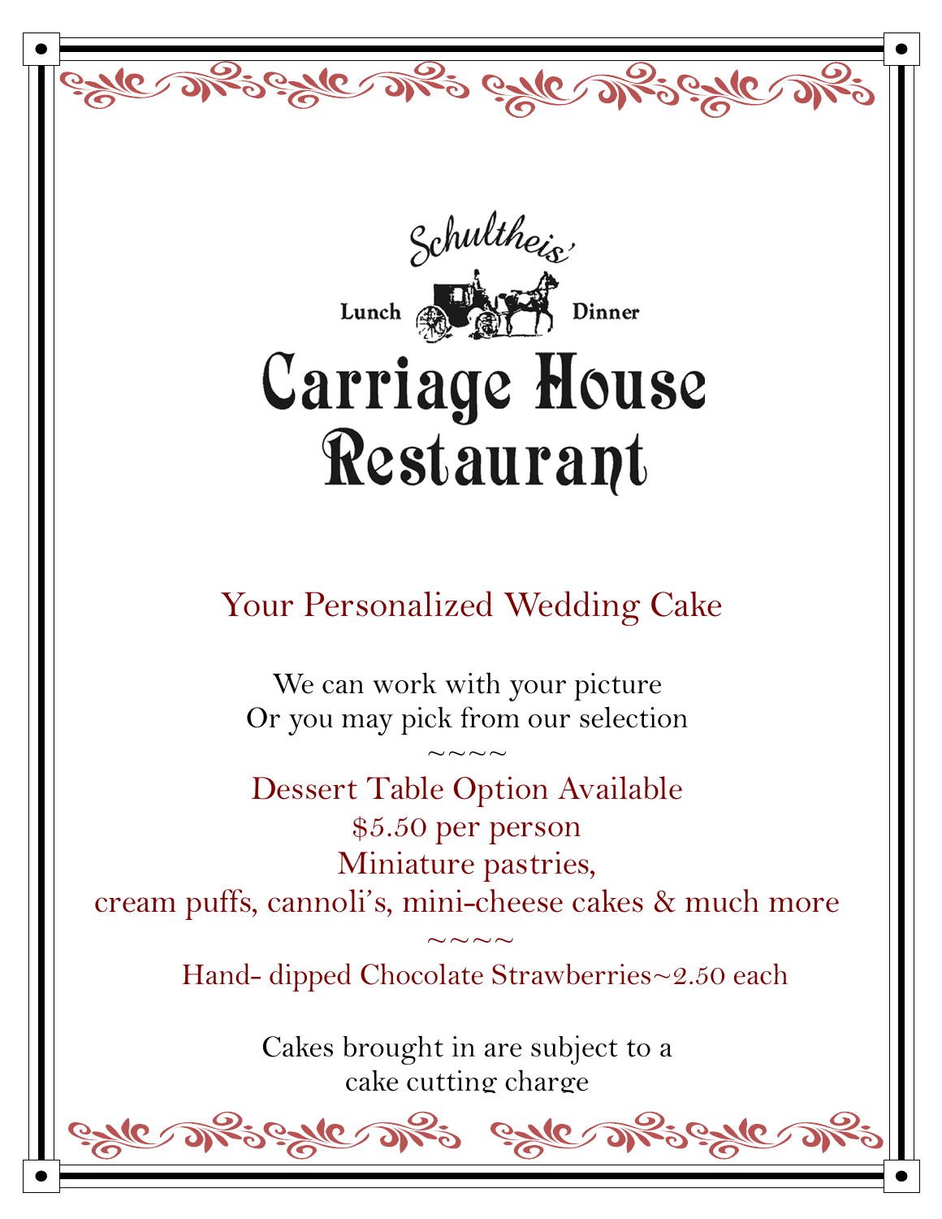Schultheis'

Lunch Dinner

# Carriage House Restaurant

## Your Personalized Wedding Cake

We can work with your picture
Or you may pick from our selection

~~~~

Dessert Table Option Available
$5.50 per person
Miniature pastries,
cream puffs, cannoli's, mini-cheese cakes & much more

~~~~

Hand- dipped Chocolate Strawberries~2.50 each

Cakes brought in are subject to a
cake cutting charge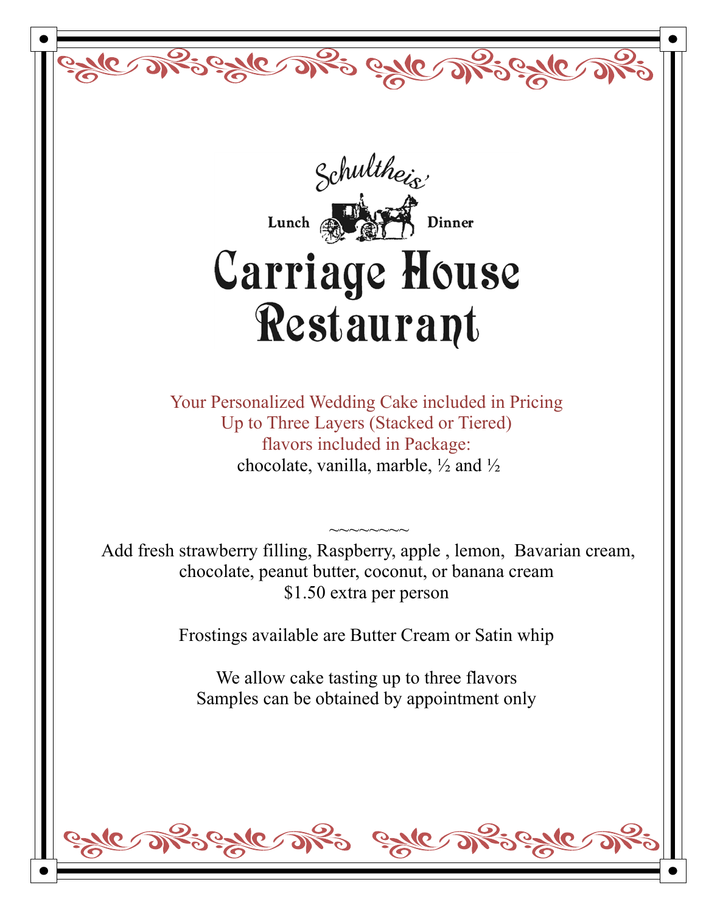Schultheis'

Lunch Dinner

# Carriage House Restaurant

Your Personalized Wedding Cake included in Pricing
Up to Three Layers (Stacked or Tiered)
flavors included in Package:
chocolate, vanilla, marble, ½ and ½

~~~~~~~~

Add fresh strawberry filling, Raspberry, apple , lemon, Bavarian cream, chocolate, peanut butter, coconut, or banana cream
$1.50 extra per person

Frostings available are Butter Cream or Satin whip

We allow cake tasting up to three flavors
Samples can be obtained by appointment only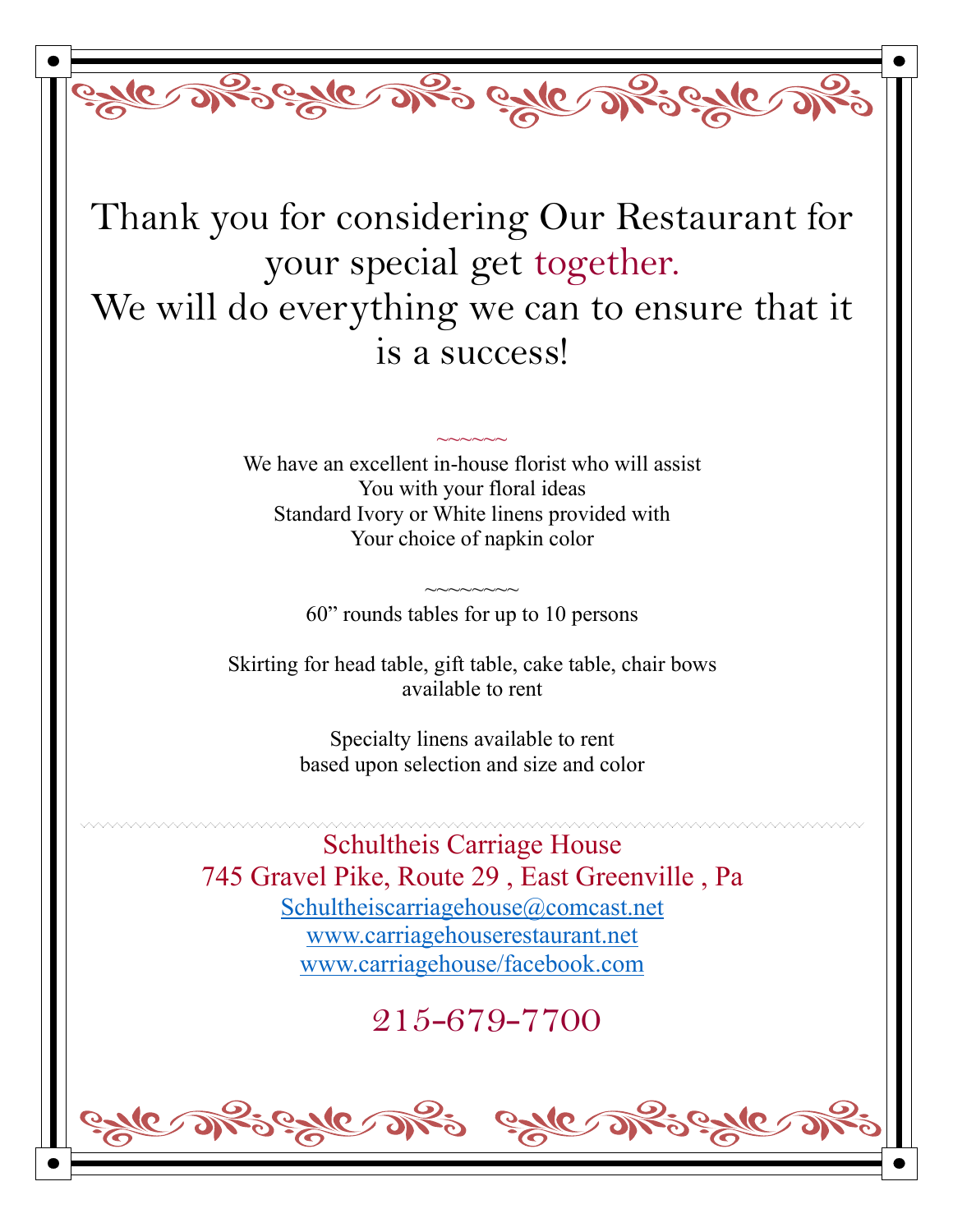# Thank you for considering Our Restaurant for your special get together. We will do everything we can to ensure that it is a success!

~~~~~~

We have an excellent in-house florist who will assist
You with your floral ideas
Standard Ivory or White linens provided with
Your choice of napkin color

~~~~~~~~~

60” rounds tables for up to 10 persons

Skirting for head table, gift table, cake table, chair bows
available to rent

Specialty linens available to rent
based upon selection and size and color

Schultheis Carriage House
745 Gravel Pike, Route 29 , East Greenville , Pa
Schultheiscarriagehouse@comcast.net
www.carriagehouserestaurant.net
www.carriagehouse/facebook.com

215-679-7700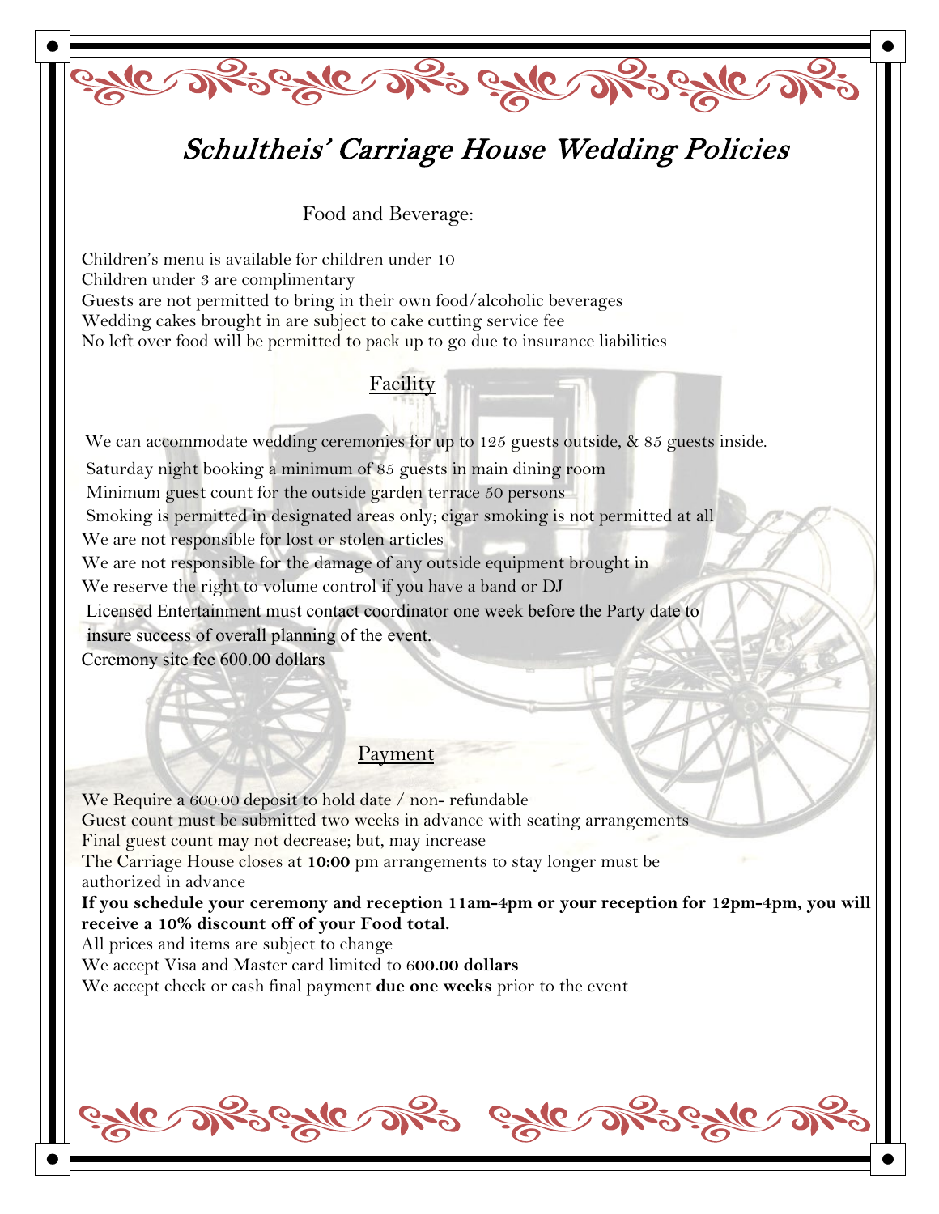# Schultheis' Carriage House Wedding Policies

## Food and Beverage:

Children's menu is available for children under 10
Children under 3 are complimentary
Guests are not permitted to bring in their own food/alcoholic beverages
Wedding cakes brought in are subject to cake cutting service fee
No left over food will be permitted to pack up to go due to insurance liabilities

## Facility

We can accommodate wedding ceremonies for up to 125 guests outside, & 85 guests inside.
Saturday night booking a minimum of 85 guests in main dining room
Minimum guest count for the outside garden terrace 50 persons
Smoking is permitted in designated areas only; cigar smoking is not permitted at all
We are not responsible for lost or stolen articles
We are not responsible for the damage of any outside equipment brought in
We reserve the right to volume control if you have a band or DJ
Licensed Entertainment must contact coordinator one week before the Party date to insure success of overall planning of the event.
Ceremony site fee 600.00 dollars

## Payment

We Require a 600.00 deposit to hold date / non- refundable
Guest count must be submitted two weeks in advance with seating arrangements
Final guest count may not decrease; but, may increase
The Carriage House closes at **10:00** pm arrangements to stay longer must be authorized in advance
**If you schedule your ceremony and reception 11am-4pm or your reception for 12pm-4pm, you will receive a 10% discount off of your Food total.**
All prices and items are subject to change
We accept Visa and Master card limited to 6**00.00 dollars**
We accept check or cash final payment **due one weeks** prior to the event